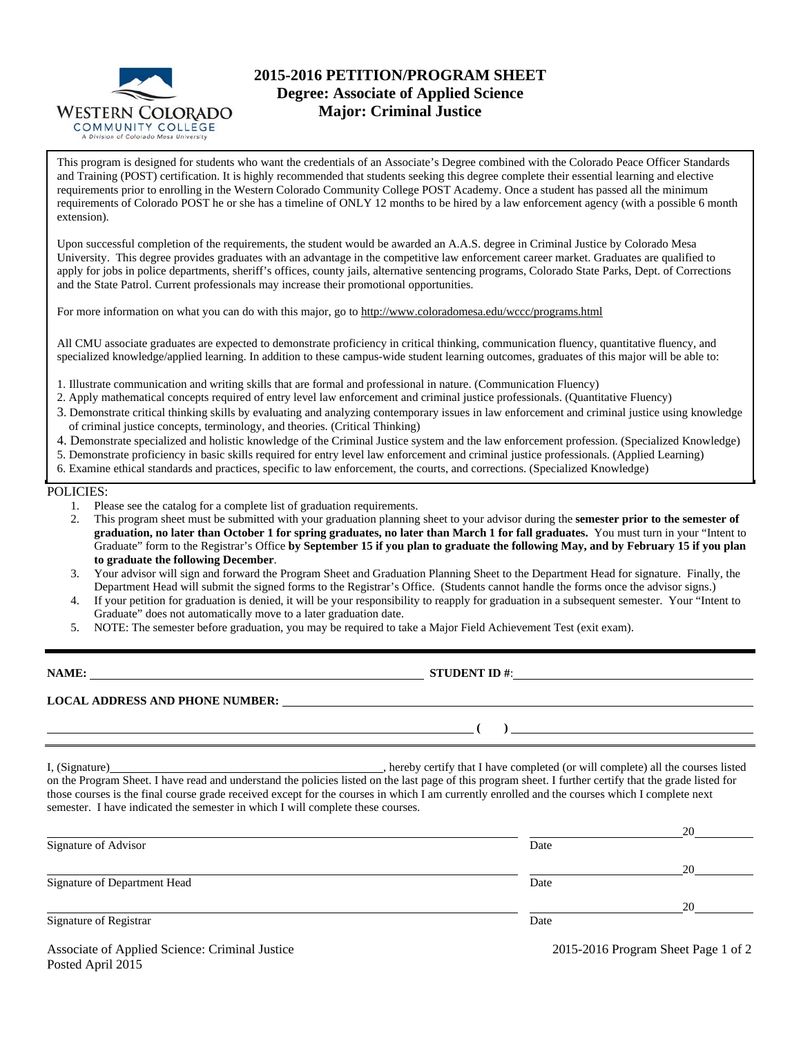# 2015-2016 PETITION/PROGRAM SHEET

## Degree: Associate of Applied Science

## Major: Criminal Justice

This program is designed for students who want the credentials of an Associate's Degree combined with the Colorado Peace Officer Standards and Training (POST) certification. It is highly recommended that students seeking this degree complete their essential learning and elective requirements prior to enrolling in the Western Colorado Community College POST Academy. Once a student has passed all the minimum requirements of Colorado POST he or she has a timeline of ONLY 12 months to be hired by a law enforcement agency (with a possible 6 month extension).

Upon successful completion of the requirements, the student would be awarded an A.A.S. degree in Criminal Justice by Colorado Mesa University. This degree provides graduates with an advantage in the competitive law enforcement career market. Graduates are qualified to apply for jobs in police departments, sheriff's offices, county jails, alternative sentencing programs, Colorado State Parks, Dept. of Corrections and the State Patrol. Current professionals may increase their promotional opportunities.

For more information on what you can do with this major, go to http://www.coloradomesa.edu/wccc/programs.html

All CMU associate graduates are expected to demonstrate proficiency in critical thinking, communication fluency, quantitative fluency, and specialized knowledge/applied learning. In addition to these campus-wide student learning outcomes, graduates of this major will be able to:

1. Illustrate communication and writing skills that are formal and professional in nature. (Communication Fluency)
2. Apply mathematical concepts required of entry level law enforcement and criminal justice professionals. (Quantitative Fluency)
3. Demonstrate critical thinking skills by evaluating and analyzing contemporary issues in law enforcement and criminal justice using knowledge of criminal justice concepts, terminology, and theories. (Critical Thinking)
4. Demonstrate specialized and holistic knowledge of the Criminal Justice system and the law enforcement profession. (Specialized Knowledge)
5. Demonstrate proficiency in basic skills required for entry level law enforcement and criminal justice professionals. (Applied Learning)
6. Examine ethical standards and practices, specific to law enforcement, the courts, and corrections. (Specialized Knowledge)

POLICIES:

1. Please see the catalog for a complete list of graduation requirements.
2. This program sheet must be submitted with your graduation planning sheet to your advisor during the **semester prior to the semester of graduation, no later than October 1 for spring graduates, no later than March 1 for fall graduates.** You must turn in your "Intent to Graduate" form to the Registrar's Office **by September 15 if you plan to graduate the following May, and by February 15 if you plan to graduate the following December**.
3. Your advisor will sign and forward the Program Sheet and Graduation Planning Sheet to the Department Head for signature. Finally, the Department Head will submit the signed forms to the Registrar's Office. (Students cannot handle the forms once the advisor signs.)
4. If your petition for graduation is denied, it will be your responsibility to reapply for graduation in a subsequent semester. Your "Intent to Graduate" does not automatically move to a later graduation date.
5. NOTE: The semester before graduation, you may be required to take a Major Field Achievement Test (exit exam).

**NAME:** ______________________ **STUDENT ID #**: ______________________

**LOCAL ADDRESS AND PHONE NUMBER:** ______________________

______________________ **( )** ______________________

I, (Signature)______________________, hereby certify that I have completed (or will complete) all the courses listed on the Program Sheet. I have read and understand the policies listed on the last page of this program sheet. I further certify that the grade listed for those courses is the final course grade received except for the courses in which I am currently enrolled and the courses which I complete next semester. I have indicated the semester in which I will complete these courses.

______________________ ______________20______
Signature of Advisor Date

______________________ ______________20______
Signature of Department Head Date

______________________ ______________20______
Signature of Registrar Date

Associate of Applied Science: Criminal Justice
Posted April 2015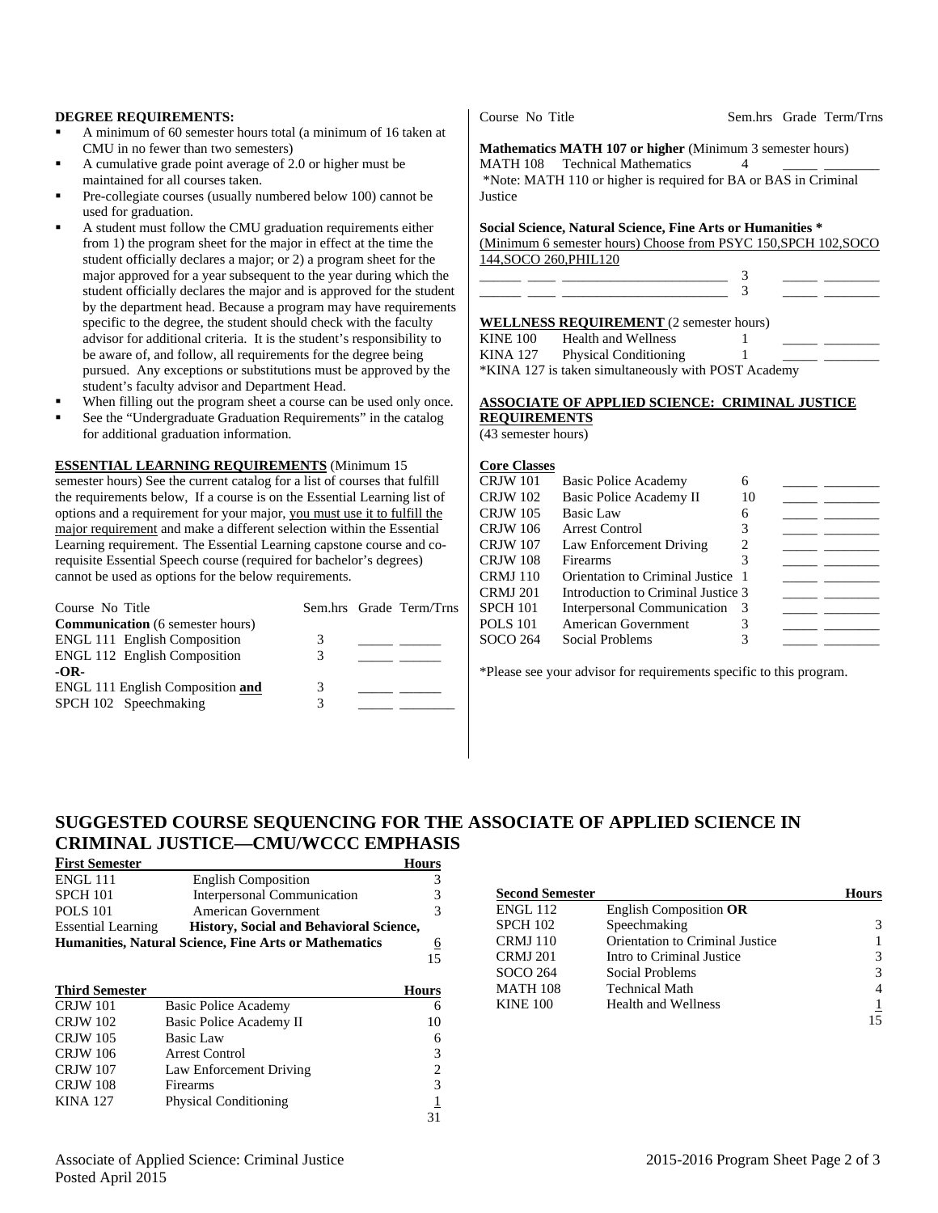**DEGREE REQUIREMENTS:**

- A minimum of 60 semester hours total (a minimum of 16 taken at CMU in no fewer than two semesters)
- A cumulative grade point average of 2.0 or higher must be maintained for all courses taken.
- Pre-collegiate courses (usually numbered below 100) cannot be used for graduation.
- A student must follow the CMU graduation requirements either from 1) the program sheet for the major in effect at the time the student officially declares a major; or 2) a program sheet for the major approved for a year subsequent to the year during which the student officially declares the major and is approved for the student by the department head. Because a program may have requirements specific to the degree, the student should check with the faculty advisor for additional criteria. It is the student's responsibility to be aware of, and follow, all requirements for the degree being pursued. Any exceptions or substitutions must be approved by the student's faculty advisor and Department Head.
- When filling out the program sheet a course can be used only once.
- See the "Undergraduate Graduation Requirements" in the catalog for additional graduation information.

**ESSENTIAL LEARNING REQUIREMENTS** (Minimum 15 semester hours) See the current catalog for a list of courses that fulfill the requirements below, If a course is on the Essential Learning list of options and a requirement for your major, you must use it to fulfill the major requirement and make a different selection within the Essential Learning requirement. The Essential Learning capstone course and co-requisite Essential Speech course (required for bachelor's degrees) cannot be used as options for the below requirements.

| Course No Title | Sem.hrs | Grade | Term/Trns |
|---|---|---|---|
| **Communication** (6 semester hours) | | | |
| ENGL 111 English Composition | 3 | _____ | ______ |
| ENGL 112 English Composition | 3 | _____ | ______ |
| **-OR-** | | | |
| ENGL 111 English Composition **and** | 3 | _____ | ______ |
| SPCH 102 Speechmaking | 3 | _____ | ______ |

| Course No Title | Sem.hrs | Grade | Term/Trns |
|---|---|---|---|
| **Mathematics MATH 107 or higher** (Minimum 3 semester hours) | | | |
| MATH 108 Technical Mathematics | 4 | _____ | ______ |

*Note: MATH 110 or higher is required for BA or BAS in Criminal Justice

**Social Science, Natural Science, Fine Arts or Humanities ***
(Minimum 6 semester hours) Choose from PSYC 150,SPCH 102,SOCO 144,SOCO 260,PHIL120

| Course No Title | Sem.hrs | Grade | Term/Trns |
|---|---|---|---|
| ______ ____ ______________________ | 3 | _____ | ______ |
| ______ ____ ______________________ | 3 | _____ | ______ |

**WELLNESS REQUIREMENT** (2 semester hours)

| Course No | Title | Sem.hrs | Grade | Term/Trns |
|---|---|---|---|---|
| KINE 100 | Health and Wellness | 1 | _____ | ______ |
| KINA 127 | Physical Conditioning | 1 | _____ | ______ |

*KINA 127 is taken simultaneously with POST Academy

**ASSOCIATE OF APPLIED SCIENCE: CRIMINAL JUSTICE REQUIREMENTS**
(43 semester hours)

**Core Classes**

| Course No | Title | Sem.hrs | Grade | Term/Trns |
|---|---|---|---|---|
| CRJW 101 | Basic Police Academy | 6 | _____ | ______ |
| CRJW 102 | Basic Police Academy II | 10 | _____ | ______ |
| CRJW 105 | Basic Law | 6 | _____ | ______ |
| CRJW 106 | Arrest Control | 3 | _____ | ______ |
| CRJW 107 | Law Enforcement Driving | 2 | _____ | ______ |
| CRJW 108 | Firearms | 3 | _____ | ______ |
| CRMJ 110 | Orientation to Criminal Justice | 1 | _____ | ______ |
| CRMJ 201 | Introduction to Criminal Justice | 3 | _____ | ______ |
| SPCH 101 | Interpersonal Communication | 3 | _____ | ______ |
| POLS 101 | American Government | 3 | _____ | ______ |
| SOCO 264 | Social Problems | 3 | _____ | ______ |

*Please see your advisor for requirements specific to this program.

## SUGGESTED COURSE SEQUENCING FOR THE ASSOCIATE OF APPLIED SCIENCE IN CRIMINAL JUSTICE—CMU/WCCC EMPHASIS

| First Semester | | Hours |
|---|---|---|
| ENGL 111 | English Composition | 3 |
| SPCH 101 | Interpersonal Communication | 3 |
| POLS 101 | American Government | 3 |
| Essential Learning | **History, Social and Behavioral Science, Humanities, Natural Science, Fine Arts or Mathematics** | 6 |
| | | 15 |

| Second Semester | | Hours |
|---|---|---|
| ENGL 112 | English Composition **OR** | |
| SPCH 102 | Speechmaking | 3 |
| CRMJ 110 | Orientation to Criminal Justice | 1 |
| CRMJ 201 | Intro to Criminal Justice | 3 |
| SOCO 264 | Social Problems | 3 |
| MATH 108 | Technical Math | 4 |
| KINE 100 | Health and Wellness | 1 |
| | | 15 |

| Third Semester | | Hours |
|---|---|---|
| CRJW 101 | Basic Police Academy | 6 |
| CRJW 102 | Basic Police Academy II | 10 |
| CRJW 105 | Basic Law | 6 |
| CRJW 106 | Arrest Control | 3 |
| CRJW 107 | Law Enforcement Driving | 2 |
| CRJW 108 | Firearms | 3 |
| KINA 127 | Physical Conditioning | 1 |
| | | 31 |

Associate of Applied Science: Criminal Justice
Posted April 2015